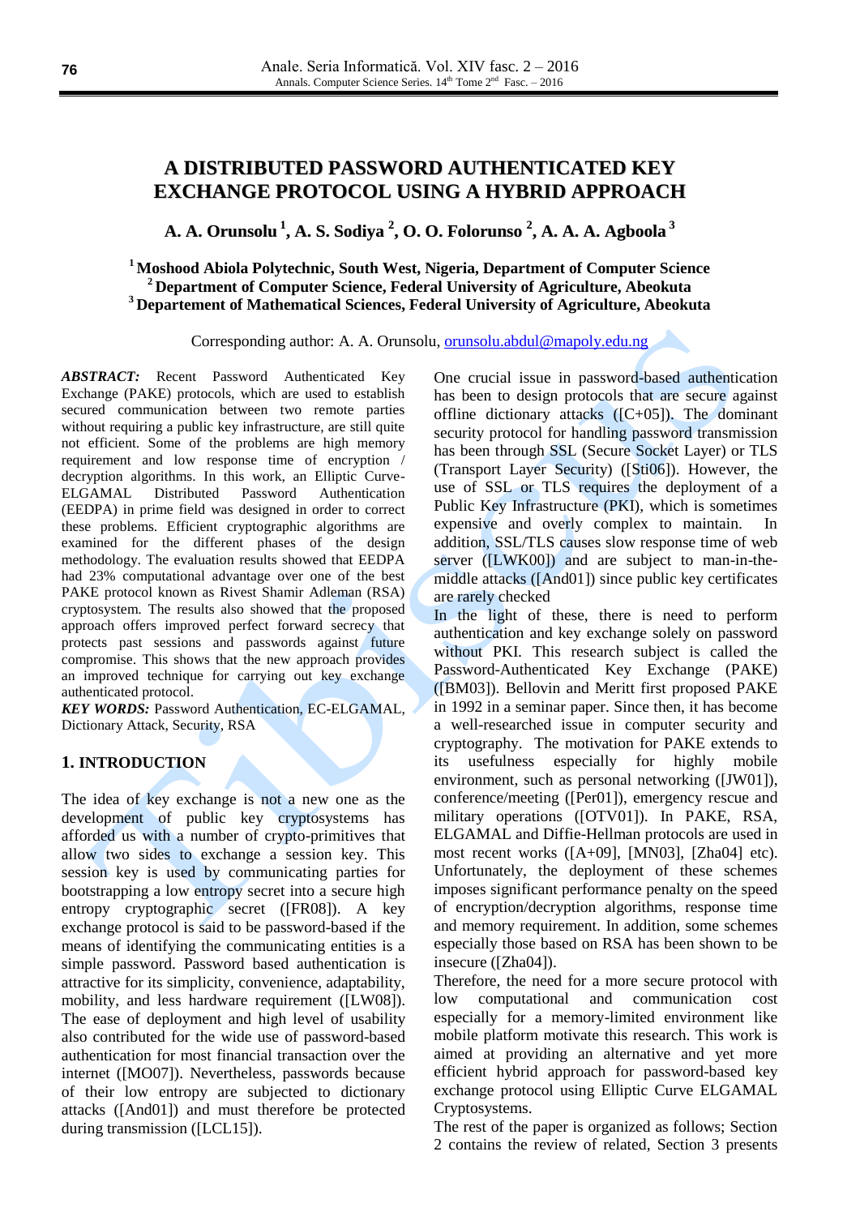# A DISTRIBUTED PASSWORD AUTHENTICATED KEY EXCHANGE PROTOCOL USING A HYBRID APPROACH

**A. A. Orunsolu [1], A. S. Sodiya [2], O. O. Folorunso [2], A. A. A. Agboola [3]**

**[1] Moshood Abiola Polytechnic, South West, Nigeria, Department of Computer Science**
**[2] Department of Computer Science, Federal University of Agriculture, Abeokuta**
**[3] Departement of Mathematical Sciences, Federal University of Agriculture, Abeokuta**

Corresponding author: A. A. Orunsolu, orunsolu.abdul@mapoly.edu.ng

***ABSTRACT:*** Recent Password Authenticated Key Exchange (PAKE) protocols, which are used to establish secured communication between two remote parties without requiring a public key infrastructure, are still quite not efficient. Some of the problems are high memory requirement and low response time of encryption / decryption algorithms. In this work, an Elliptic Curve-ELGAMAL Distributed Password Authentication (EEDPA) in prime field was designed in order to correct these problems. Efficient cryptographic algorithms are examined for the different phases of the design methodology. The evaluation results showed that EEDPA had 23% computational advantage over one of the best PAKE protocol known as Rivest Shamir Adleman (RSA) cryptosystem. The results also showed that the proposed approach offers improved perfect forward secrecy that protects past sessions and passwords against future compromise. This shows that the new approach provides an improved technique for carrying out key exchange authenticated protocol.

***KEY WORDS:*** Password Authentication, EC-ELGAMAL, Dictionary Attack, Security, RSA

## 1. INTRODUCTION

The idea of key exchange is not a new one as the development of public key cryptosystems has afforded us with a number of crypto-primitives that allow two sides to exchange a session key. This session key is used by communicating parties for bootstrapping a low entropy secret into a secure high entropy cryptographic secret ([FR08]). A key exchange protocol is said to be password-based if the means of identifying the communicating entities is a simple password. Password based authentication is attractive for its simplicity, convenience, adaptability, mobility, and less hardware requirement ([LW08]). The ease of deployment and high level of usability also contributed for the wide use of password-based authentication for most financial transaction over the internet ([MO07]). Nevertheless, passwords because of their low entropy are subjected to dictionary attacks ([And01]) and must therefore be protected during transmission ([LCL15]).

One crucial issue in password-based authentication has been to design protocols that are secure against offline dictionary attacks ([C+05]). The dominant security protocol for handling password transmission has been through SSL (Secure Socket Layer) or TLS (Transport Layer Security) ([Sti06]). However, the use of SSL or TLS requires the deployment of a Public Key Infrastructure (PKI), which is sometimes expensive and overly complex to maintain. In addition, SSL/TLS causes slow response time of web server ([LWK00]) and are subject to man-in-the-middle attacks ([And01]) since public key certificates are rarely checked

In the light of these, there is need to perform authentication and key exchange solely on password without PKI. This research subject is called the Password-Authenticated Key Exchange (PAKE) ([BM03]). Bellovin and Meritt first proposed PAKE in 1992 in a seminar paper. Since then, it has become a well-researched issue in computer security and cryptography. The motivation for PAKE extends to its usefulness especially for highly mobile environment, such as personal networking ([JW01]), conference/meeting ([Per01]), emergency rescue and military operations ([OTV01]). In PAKE, RSA, ELGAMAL and Diffie-Hellman protocols are used in most recent works ([A+09], [MN03], [Zha04] etc). Unfortunately, the deployment of these schemes imposes significant performance penalty on the speed of encryption/decryption algorithms, response time and memory requirement. In addition, some schemes especially those based on RSA has been shown to be insecure ([Zha04]).

Therefore, the need for a more secure protocol with low computational and communication cost especially for a memory-limited environment like mobile platform motivate this research. This work is aimed at providing an alternative and yet more efficient hybrid approach for password-based key exchange protocol using Elliptic Curve ELGAMAL Cryptosystems.

The rest of the paper is organized as follows; Section 2 contains the review of related, Section 3 presents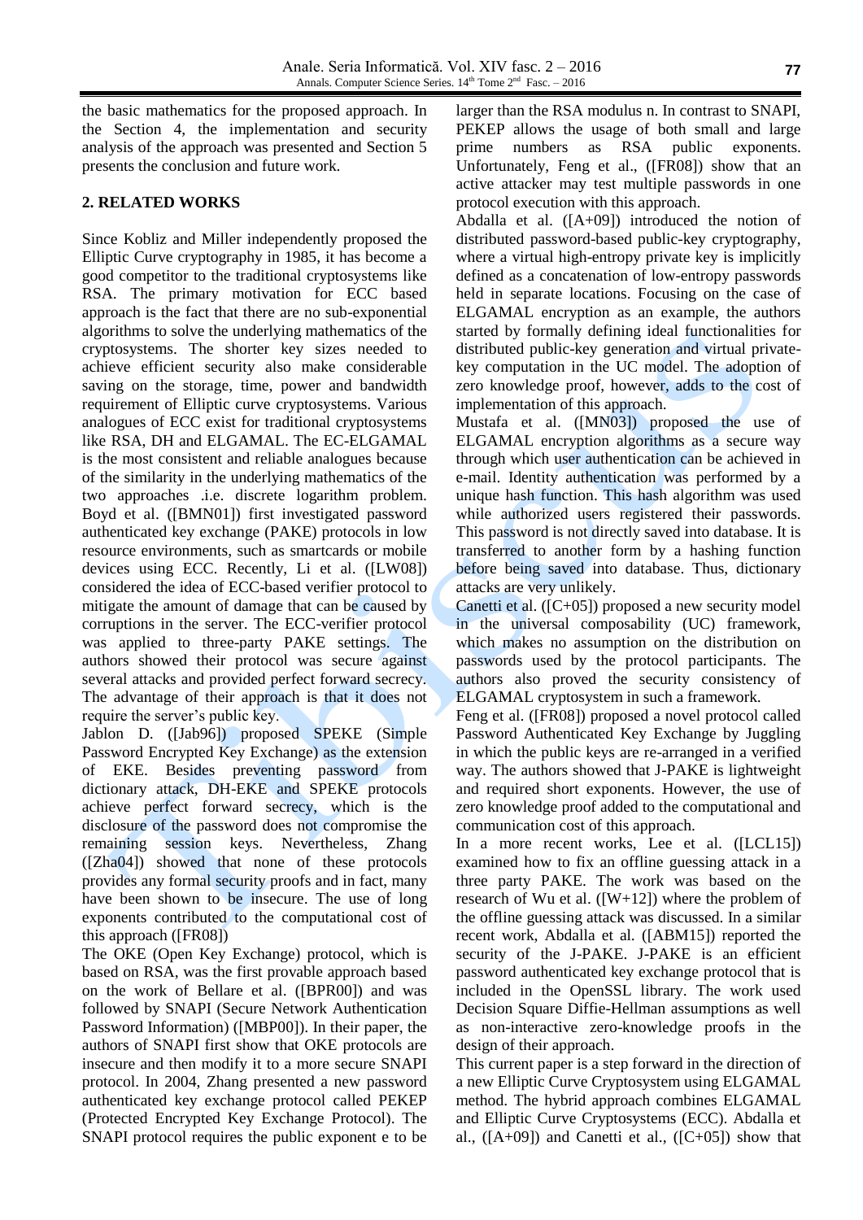the basic mathematics for the proposed approach. In the Section 4, the implementation and security analysis of the approach was presented and Section 5 presents the conclusion and future work.

## 2. RELATED WORKS

Since Kobliz and Miller independently proposed the Elliptic Curve cryptography in 1985, it has become a good competitor to the traditional cryptosystems like RSA. The primary motivation for ECC based approach is the fact that there are no sub-exponential algorithms to solve the underlying mathematics of the cryptosystems. The shorter key sizes needed to achieve efficient security also make considerable saving on the storage, time, power and bandwidth requirement of Elliptic curve cryptosystems. Various analogues of ECC exist for traditional cryptosystems like RSA, DH and ELGAMAL. The EC-ELGAMAL is the most consistent and reliable analogues because of the similarity in the underlying mathematics of the two approaches .i.e. discrete logarithm problem. Boyd et al. ([BMN01]) first investigated password authenticated key exchange (PAKE) protocols in low resource environments, such as smartcards or mobile devices using ECC. Recently, Li et al. ([LW08]) considered the idea of ECC-based verifier protocol to mitigate the amount of damage that can be caused by corruptions in the server. The ECC-verifier protocol was applied to three-party PAKE settings. The authors showed their protocol was secure against several attacks and provided perfect forward secrecy. The advantage of their approach is that it does not require the server's public key.

Jablon D. ([Jab96]) proposed SPEKE (Simple Password Encrypted Key Exchange) as the extension of EKE. Besides preventing password from dictionary attack, DH-EKE and SPEKE protocols achieve perfect forward secrecy, which is the disclosure of the password does not compromise the remaining session keys. Nevertheless, Zhang ([Zha04]) showed that none of these protocols provides any formal security proofs and in fact, many have been shown to be insecure. The use of long exponents contributed to the computational cost of this approach ([FR08])

The OKE (Open Key Exchange) protocol, which is based on RSA, was the first provable approach based on the work of Bellare et al. ([BPR00]) and was followed by SNAPI (Secure Network Authentication Password Information) ([MBP00]). In their paper, the authors of SNAPI first show that OKE protocols are insecure and then modify it to a more secure SNAPI protocol. In 2004, Zhang presented a new password authenticated key exchange protocol called PEKEP (Protected Encrypted Key Exchange Protocol). The SNAPI protocol requires the public exponent e to be larger than the RSA modulus n. In contrast to SNAPI, PEKEP allows the usage of both small and large prime numbers as RSA public exponents. Unfortunately, Feng et al., ([FR08]) show that an active attacker may test multiple passwords in one protocol execution with this approach.

Abdalla et al. ([A+09]) introduced the notion of distributed password-based public-key cryptography, where a virtual high-entropy private key is implicitly defined as a concatenation of low-entropy passwords held in separate locations. Focusing on the case of ELGAMAL encryption as an example, the authors started by formally defining ideal functionalities for distributed public-key generation and virtual private-key computation in the UC model. The adoption of zero knowledge proof, however, adds to the cost of implementation of this approach.

Mustafa et al. ([MN03]) proposed the use of ELGAMAL encryption algorithms as a secure way through which user authentication can be achieved in e-mail. Identity authentication was performed by a unique hash function. This hash algorithm was used while authorized users registered their passwords. This password is not directly saved into database. It is transferred to another form by a hashing function before being saved into database. Thus, dictionary attacks are very unlikely.

Canetti et al. ([C+05]) proposed a new security model in the universal composability (UC) framework, which makes no assumption on the distribution on passwords used by the protocol participants. The authors also proved the security consistency of ELGAMAL cryptosystem in such a framework.

Feng et al. ([FR08]) proposed a novel protocol called Password Authenticated Key Exchange by Juggling in which the public keys are re-arranged in a verified way. The authors showed that J-PAKE is lightweight and required short exponents. However, the use of zero knowledge proof added to the computational and communication cost of this approach.

In a more recent works, Lee et al. ([LCL15]) examined how to fix an offline guessing attack in a three party PAKE. The work was based on the research of Wu et al. ([W+12]) where the problem of the offline guessing attack was discussed. In a similar recent work, Abdalla et al. ([ABM15]) reported the security of the J-PAKE. J-PAKE is an efficient password authenticated key exchange protocol that is included in the OpenSSL library. The work used Decision Square Diffie-Hellman assumptions as well as non-interactive zero-knowledge proofs in the design of their approach.

This current paper is a step forward in the direction of a new Elliptic Curve Cryptosystem using ELGAMAL method. The hybrid approach combines ELGAMAL and Elliptic Curve Cryptosystems (ECC). Abdalla et al., ([A+09]) and Canetti et al., ([C+05]) show that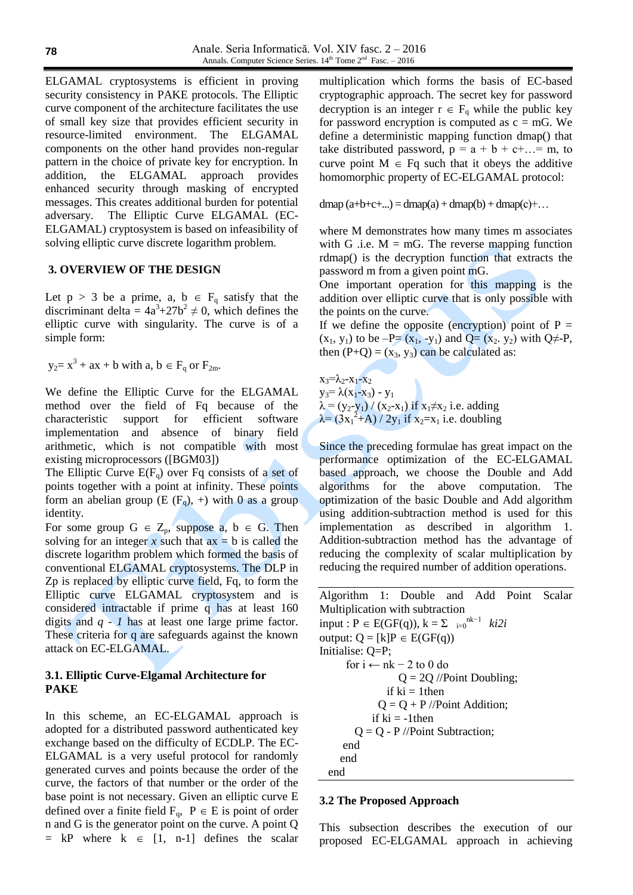ELGAMAL cryptosystems is efficient in proving security consistency in PAKE protocols. The Elliptic curve component of the architecture facilitates the use of small key size that provides efficient security in resource-limited environment. The ELGAMAL components on the other hand provides non-regular pattern in the choice of private key for encryption. In addition, the ELGAMAL approach provides enhanced security through masking of encrypted messages. This creates additional burden for potential adversary. The Elliptic Curve ELGAMAL (EC-ELGAMAL) cryptosystem is based on infeasibility of solving elliptic curve discrete logarithm problem.

## 3. OVERVIEW OF THE DESIGN

Let $p > 3$ be a prime, $a, b \in F_q$ satisfy that the discriminant delta $= 4a^3+27b^2 \neq 0$, which defines the elliptic curve with singularity. The curve is of a simple form:

$$y_2 = x^3 + ax + b \text{ with } a, b \in F_q \text{ or } F_{2m}.$$

We define the Elliptic Curve for the ELGAMAL method over the field of Fq because of the characteristic support for efficient software implementation and absence of binary field arithmetic, which is not compatible with most existing microprocessors ([BGM03])

The Elliptic Curve $E(F_q)$ over Fq consists of a set of points together with a point at infinity. These points form an abelian group $(E(F_q), +)$ with 0 as a group identity.

For some group $G \in Z_p$, suppose $a, b \in G$. Then solving for an integer $x$ such that $ax = b$ is called the discrete logarithm problem which formed the basis of conventional ELGAMAL cryptosystems. The DLP in Zp is replaced by elliptic curve field, Fq, to form the Elliptic curve ELGAMAL cryptosystem and is considered intractable if prime q has at least 160 digits and $q - 1$ has at least one large prime factor. These criteria for q are safeguards against the known attack on EC-ELGAMAL.

### 3.1. Elliptic Curve-Elgamal Architecture for PAKE

In this scheme, an EC-ELGAMAL approach is adopted for a distributed password authenticated key exchange based on the difficulty of ECDLP. The EC-ELGAMAL is a very useful protocol for randomly generated curves and points because the order of the curve, the factors of that number or the order of the base point is not necessary. Given an elliptic curve E defined over a finite field $F_q$, $P \in E$ is point of order n and G is the generator point on the curve. A point $Q = kP$ where $k \in [1, n-1]$ defines the scalar multiplication which forms the basis of EC-based cryptographic approach. The secret key for password decryption is an integer $r \in F_q$ while the public key for password encryption is computed as $c = mG$. We define a deterministic mapping function dmap() that take distributed password, $p = a + b + c + \ldots = m$, to curve point $M \in Fq$ such that it obeys the additive homomorphic property of EC-ELGAMAL protocol:

$$\text{dmap}(a+b+c+\ldots) = \text{dmap}(a) + \text{dmap}(b) + \text{dmap}(c) + \ldots$$

where M demonstrates how many times m associates with G .i.e. $M = mG$. The reverse mapping function rdmap() is the decryption function that extracts the password m from a given point mG.

One important operation for this mapping is the addition over elliptic curve that is only possible with the points on the curve.

If we define the opposite (encryption) point of $P = (x_1, y_1)$ to be $-P = (x_1, -y_1)$ and $Q = (x_2, y_2)$ with $Q \neq -P$, then $(P+Q) = (x_3, y_3)$ can be calculated as:

$x_3 = \lambda_2 - x_1 - x_2$

$y_3 = \lambda(x_1 - x_3) - y_1$

$\lambda = (y_2 - y_1) / (x_2 - x_1)$ if $x_1 \neq x_2$ i.e. adding

$\lambda = (3x_1^2 + A) / 2y_1$ if $x_2 = x_1$ i.e. doubling

Since the preceding formulae has great impact on the performance optimization of the EC-ELGAMAL based approach, we choose the Double and Add algorithms for the above computation. The optimization of the basic Double and Add algorithm using addition-subtraction method is used for this implementation as described in algorithm 1. Addition-subtraction method has the advantage of reducing the complexity of scalar multiplication by reducing the required number of addition operations.

```
Algorithm 1: Double and Add Point Scalar Multiplication with subtraction
input : P ∈ E(GF(q)), k = Σ_{i=0}^{nk−1} ki2i
output: Q = [k]P ∈ E(GF(q))
Initialise: Q=P;
    for i ← nk − 2 to 0 do
        Q = 2Q //Point Doubling;
        if ki = 1then
            Q = Q + P //Point Addition;
        if ki = -1then
            Q = Q - P //Point Subtraction;
        end
    end
end
```

### 3.2 The Proposed Approach

This subsection describes the execution of our proposed EC-ELGAMAL approach in achieving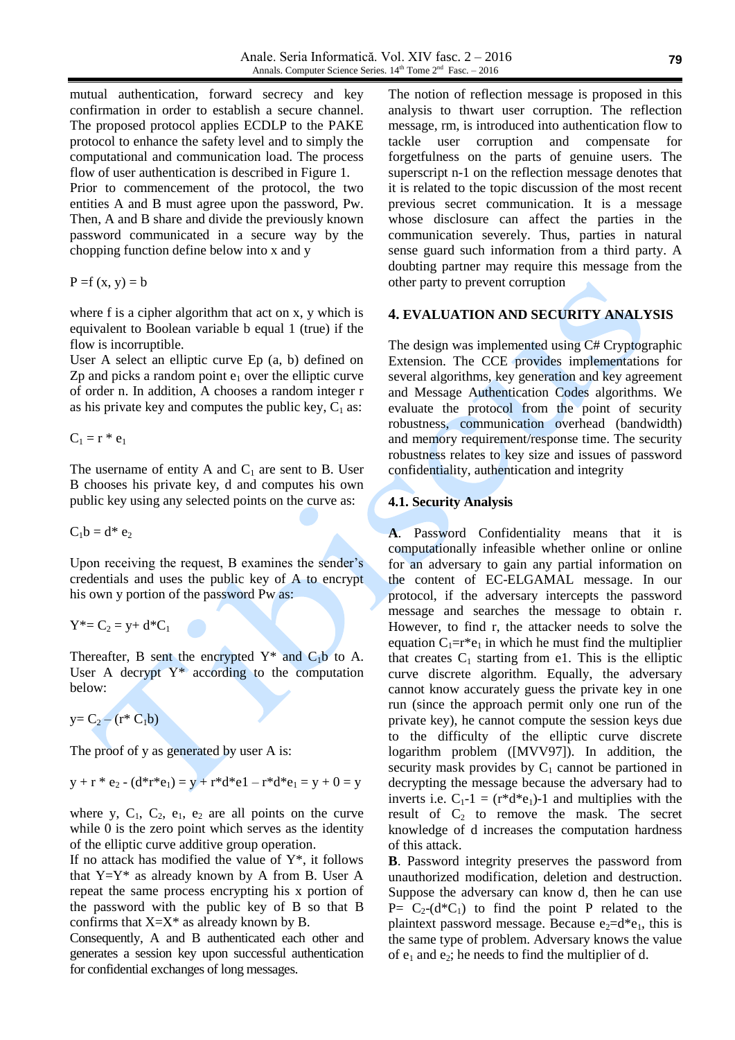mutual authentication, forward secrecy and key confirmation in order to establish a secure channel. The proposed protocol applies ECDLP to the PAKE protocol to enhance the safety level and to simply the computational and communication load. The process flow of user authentication is described in Figure 1.

Prior to commencement of the protocol, the two entities A and B must agree upon the password, Pw. Then, A and B share and divide the previously known password communicated in a secure way by the chopping function define below into x and y

$$P = f(x, y) = b$$

where f is a cipher algorithm that act on x, y which is equivalent to Boolean variable b equal 1 (true) if the flow is incorruptible.

User A select an elliptic curve Ep (a, b) defined on Zp and picks a random point $e_1$ over the elliptic curve of order n. In addition, A chooses a random integer r as his private key and computes the public key, $C_1$ as:

$$C_1 = r * e_1$$

The username of entity A and $C_1$ are sent to B. User B chooses his private key, d and computes his own public key using any selected points on the curve as:

$$C_1b = d * e_2$$

Upon receiving the request, B examines the sender's credentials and uses the public key of A to encrypt his own y portion of the password Pw as:

$$Y^* = C_2 = y + d*C_1$$

Thereafter, B sent the encrypted Y* and $C_1b$ to A. User A decrypt Y* according to the computation below:

$$y = C_2 - (r * C_1b)$$

The proof of y as generated by user A is:

$$y + r * e_2 - (d*r*e_1) = y + r*d*e1 - r*d*e_1 = y + 0 = y$$

where y, $C_1$, $C_2$, $e_1$, $e_2$ are all points on the curve while 0 is the zero point which serves as the identity of the elliptic curve additive group operation.

If no attack has modified the value of Y*, it follows that Y=Y* as already known by A from B. User A repeat the same process encrypting his x portion of the password with the public key of B so that B confirms that X=X* as already known by B.

Consequently, A and B authenticated each other and generates a session key upon successful authentication for confidential exchanges of long messages.

The notion of reflection message is proposed in this analysis to thwart user corruption. The reflection message, rm, is introduced into authentication flow to tackle user corruption and compensate for forgetfulness on the parts of genuine users. The superscript n-1 on the reflection message denotes that it is related to the topic discussion of the most recent previous secret communication. It is a message whose disclosure can affect the parties in the communication severely. Thus, parties in natural sense guard such information from a third party. A doubting partner may require this message from the other party to prevent corruption

## 4. EVALUATION AND SECURITY ANALYSIS

The design was implemented using C# Cryptographic Extension. The CCE provides implementations for several algorithms, key generation and key agreement and Message Authentication Codes algorithms. We evaluate the protocol from the point of security robustness, communication overhead (bandwidth) and memory requirement/response time. The security robustness relates to key size and issues of password confidentiality, authentication and integrity

### 4.1. Security Analysis

**A**. Password Confidentiality means that it is computationally infeasible whether online or online for an adversary to gain any partial information on the content of EC-ELGAMAL message. In our protocol, if the adversary intercepts the password message and searches the message to obtain r. However, to find r, the attacker needs to solve the equation $C_1 = r*e_1$ in which he must find the multiplier that creates $C_1$ starting from e1. This is the elliptic curve discrete algorithm. Equally, the adversary cannot know accurately guess the private key in one run (since the approach permit only one run of the private key), he cannot compute the session keys due to the difficulty of the elliptic curve discrete logarithm problem ([MVV97]). In addition, the security mask provides by $C_1$ cannot be partioned in decrypting the message because the adversary had to inverts i.e. $C_1\text{-}1 = (r*d*e_1)\text{-}1$ and multiplies with the result of $C_2$ to remove the mask. The secret knowledge of d increases the computation hardness of this attack.

**B**. Password integrity preserves the password from unauthorized modification, deletion and destruction. Suppose the adversary can know d, then he can use $P = C_2 - (d*C_1)$ to find the point P related to the plaintext password message. Because $e_2 = d*e_1$, this is the same type of problem. Adversary knows the value of $e_1$ and $e_2$; he needs to find the multiplier of d.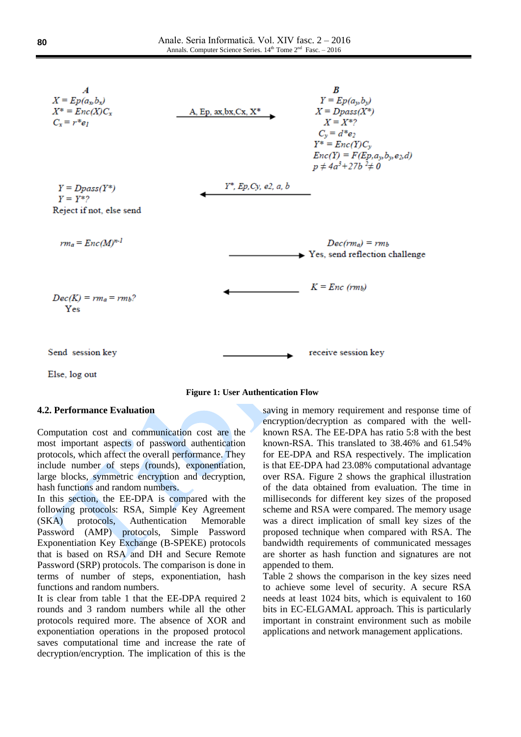**A**

$X = Ep(a_x, b_x)$
$X^* = Enc(X)C_x$
$C_x = r^*e_1$

A, Ep, ax,bx,Cx, X* →

**B**

$Y = Ep(a_y, b_y)$
$X = Dpass(X^*)$
$X = X^*?$
$C_y = d^*e_2$
$Y^* = Enc(Y)C_y$
$Enc(Y) = F(Ep, a_y, b_y, e_2, d)$
$p \neq 4a^3 + 27b^2 \neq 0$

← Y*, Ep,Cy, e2, a, b

$Y = Dpass(Y^*)$
$Y = Y^*?$
Reject if not, else send

$rm_a = Enc(M)^{n-1}$ →

$Dec(rm_a) = rm_b$
Yes, send reflection challenge

← $K = Enc(rm_b)$

$Dec(K) = rm_a = rm_b?$
Yes

Send session key → receive session key

Else, log out

**Figure 1: User Authentication Flow**

### 4.2. Performance Evaluation

Computation cost and communication cost are the most important aspects of password authentication protocols, which affect the overall performance. They include number of steps (rounds), exponentiation, large blocks, symmetric encryption and decryption, hash functions and random numbers.

In this section, the EE-DPA is compared with the following protocols: RSA, Simple Key Agreement (SKA) protocols, Authentication Memorable Password (AMP) protocols, Simple Password Exponentiation Key Exchange (B-SPEKE) protocols that is based on RSA and DH and Secure Remote Password (SRP) protocols. The comparison is done in terms of number of steps, exponentiation, hash functions and random numbers.

It is clear from table 1 that the EE-DPA required 2 rounds and 3 random numbers while all the other protocols required more. The absence of XOR and exponentiation operations in the proposed protocol saves computational time and increase the rate of decryption/encryption. The implication of this is the saving in memory requirement and response time of encryption/decryption as compared with the well-known RSA. The EE-DPA has ratio 5:8 with the best known-RSA. This translated to 38.46% and 61.54% for EE-DPA and RSA respectively. The implication is that EE-DPA had 23.08% computational advantage over RSA. Figure 2 shows the graphical illustration of the data obtained from evaluation. The time in milliseconds for different key sizes of the proposed scheme and RSA were compared. The memory usage was a direct implication of small key sizes of the proposed technique when compared with RSA. The bandwidth requirements of communicated messages are shorter as hash function and signatures are not appended to them.

Table 2 shows the comparison in the key sizes need to achieve some level of security. A secure RSA needs at least 1024 bits, which is equivalent to 160 bits in EC-ELGAMAL approach. This is particularly important in constraint environment such as mobile applications and network management applications.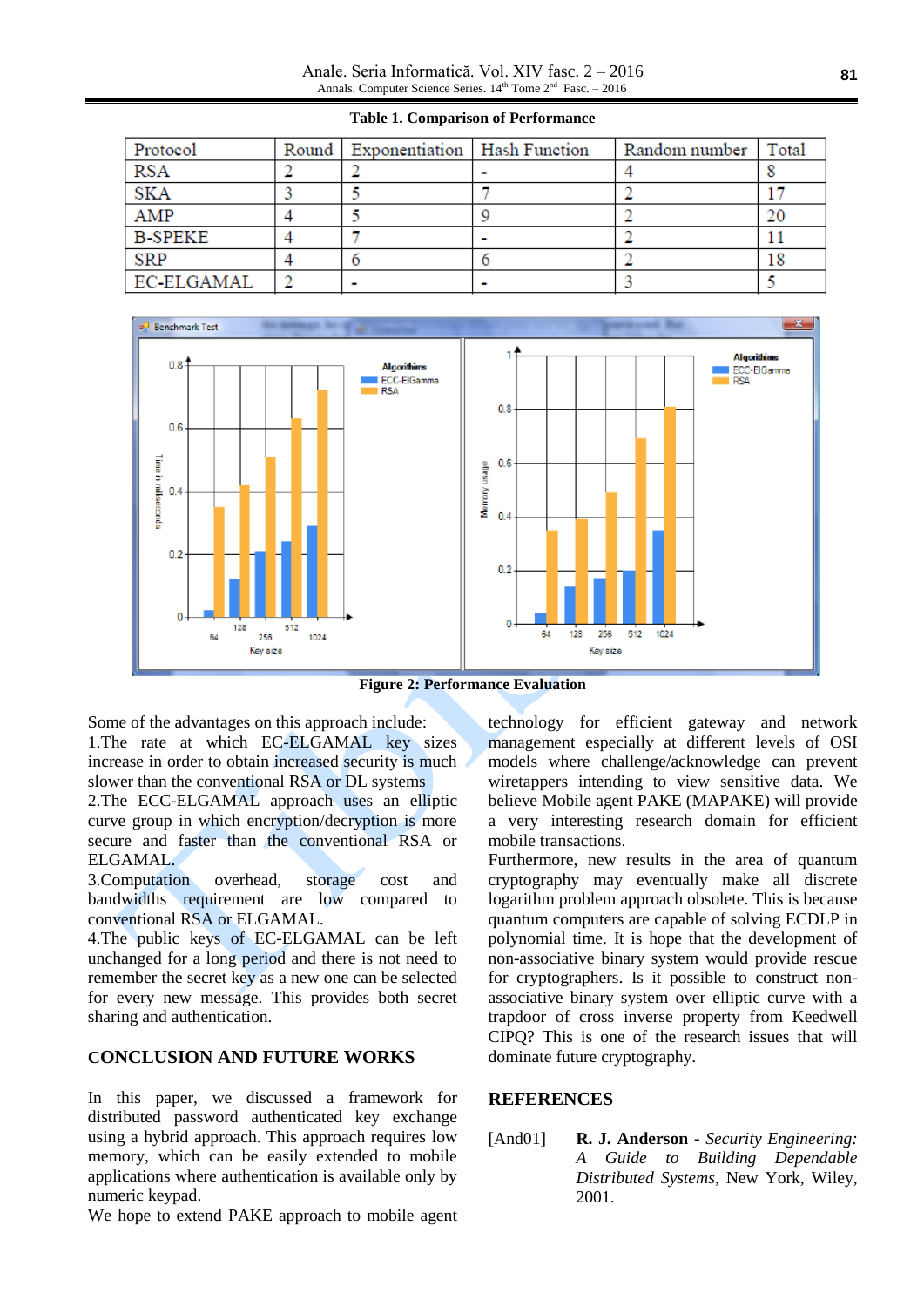**Table 1. Comparison of Performance**

| Protocol | Round | Exponentiation | Hash Function | Random number | Total |
|---|---|---|---|---|---|
| RSA | 2 | 2 | - | 4 | 8 |
| SKA | 3 | 5 | 7 | 2 | 17 |
| AMP | 4 | 5 | 9 | 2 | 20 |
| B-SPEKE | 4 | 7 | - | 2 | 11 |
| SRP | 4 | 6 | 6 | 2 | 18 |
| EC-ELGAMAL | 2 | - | - | 3 | 5 |

**Figure 2: Performance Evaluation**

Some of the advantages on this approach include:

1.The rate at which EC-ELGAMAL key sizes increase in order to obtain increased security is much slower than the conventional RSA or DL systems

2.The ECC-ELGAMAL approach uses an elliptic curve group in which encryption/decryption is more secure and faster than the conventional RSA or ELGAMAL.

3.Computation overhead, storage cost and bandwidths requirement are low compared to conventional RSA or ELGAMAL.

4.The public keys of EC-ELGAMAL can be left unchanged for a long period and there is not need to remember the secret key as a new one can be selected for every new message. This provides both secret sharing and authentication.

## CONCLUSION AND FUTURE WORKS

In this paper, we discussed a framework for distributed password authenticated key exchange using a hybrid approach. This approach requires low memory, which can be easily extended to mobile applications where authentication is available only by numeric keypad.

We hope to extend PAKE approach to mobile agent technology for efficient gateway and network management especially at different levels of OSI models where challenge/acknowledge can prevent wiretappers intending to view sensitive data. We believe Mobile agent PAKE (MAPAKE) will provide a very interesting research domain for efficient mobile transactions.

Furthermore, new results in the area of quantum cryptography may eventually make all discrete logarithm problem approach obsolete. This is because quantum computers are capable of solving ECDLP in polynomial time. It is hope that the development of non-associative binary system would provide rescue for cryptographers. Is it possible to construct non-associative binary system over elliptic curve with a trapdoor of cross inverse property from Keedwell CIPQ? This is one of the research issues that will dominate future cryptography.

## REFERENCES

[And01] **R. J. Anderson** - *Security Engineering: A Guide to Building Dependable Distributed Systems*, New York, Wiley, 2001.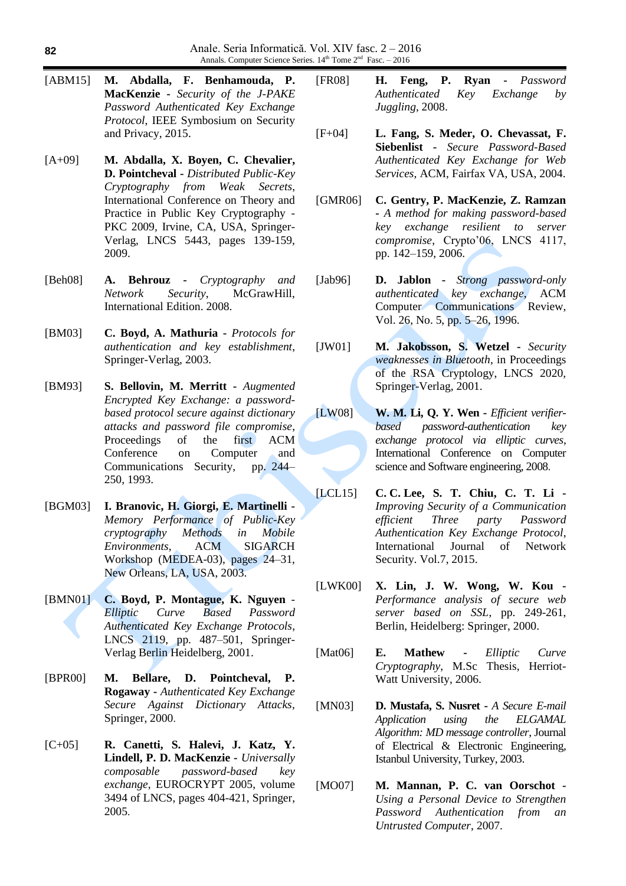[ABM15] **M. Abdalla, F. Benhamouda, P. MacKenzie** - *Security of the J-PAKE Password Authenticated Key Exchange Protocol*, IEEE Symbosium on Security and Privacy, 2015.

[A+09] **M. Abdalla, X. Boyen, C. Chevalier, D. Pointcheval** - *Distributed Public-Key Cryptography from Weak Secrets*, International Conference on Theory and Practice in Public Key Cryptography - PKC 2009, Irvine, CA, USA, Springer-Verlag, LNCS 5443, pages 139-159, 2009.

[Beh08] **A. Behrouz** - *Cryptography and Network Security*, McGrawHill, International Edition. 2008.

[BM03] **C. Boyd, A. Mathuria** - *Protocols for authentication and key establishment*, Springer-Verlag, 2003.

[BM93] **S. Bellovin, M. Merritt** - *Augmented Encrypted Key Exchange: a password-based protocol secure against dictionary attacks and password file compromise*, Proceedings of the first ACM Conference on Computer and Communications Security, pp. 244–250, 1993.

[BGM03] **I. Branovic, H. Giorgi, E. Martinelli** - *Memory Performance of Public-Key cryptography Methods in Mobile Environments*, ACM SIGARCH Workshop (MEDEA-03), pages 24–31, New Orleans, LA, USA, 2003.

[BMN01] **C. Boyd, P. Montague, K. Nguyen** - *Elliptic Curve Based Password Authenticated Key Exchange Protocols*, LNCS 2119, pp. 487–501, Springer-Verlag Berlin Heidelberg, 2001.

[BPR00] **M. Bellare, D. Pointcheval, P. Rogaway** - *Authenticated Key Exchange Secure Against Dictionary Attacks*, Springer, 2000.

[C+05] **R. Canetti, S. Halevi, J. Katz, Y. Lindell, P. D. MacKenzie** - *Universally composable password-based key exchange*, EUROCRYPT 2005, volume 3494 of LNCS, pages 404-421, Springer, 2005.

[FR08] **H. Feng, P. Ryan** - *Password Authenticated Key Exchange by Juggling*, 2008.

[F+04] **L. Fang, S. Meder, O. Chevassat, F. Siebenlist** - *Secure Password-Based Authenticated Key Exchange for Web Services*, ACM, Fairfax VA, USA, 2004.

[GMR06] **C. Gentry, P. MacKenzie, Z. Ramzan** - *A method for making password-based key exchange resilient to server compromise*, Crypto'06, LNCS 4117, pp. 142–159, 2006.

[Jab96] **D. Jablon** - *Strong password-only authenticated key exchange*, ACM Computer Communications Review, Vol. 26, No. 5, pp. 5–26, 1996.

[JW01] **M. Jakobsson, S. Wetzel** - *Security weaknesses in Bluetooth*, in Proceedings of the RSA Cryptology, LNCS 2020, Springer-Verlag, 2001.

[LW08] **W. M. Li, Q. Y. Wen** - *Efficient verifier-based password-authentication key exchange protocol via elliptic curves*, International Conference on Computer science and Software engineering, 2008.

[LCL15] **C. C. Lee, S. T. Chiu, C. T. Li** - *Improving Security of a Communication efficient Three party Password Authentication Key Exchange Protocol*, International Journal of Network Security. Vol.7, 2015.

[LWK00] **X. Lin, J. W. Wong, W. Kou** - *Performance analysis of secure web server based on SSL*, pp. 249-261, Berlin, Heidelberg: Springer, 2000.

[Mat06] **E. Mathew** - *Elliptic Curve Cryptography*, M.Sc Thesis, Herriot-Watt University, 2006.

[MN03] **D. Mustafa, S. Nusret** - *A Secure E-mail Application using the ELGAMAL Algorithm: MD message controller*, Journal of Electrical & Electronic Engineering, Istanbul University, Turkey, 2003.

[MO07] **M. Mannan, P. C. van Oorschot** - *Using a Personal Device to Strengthen Password Authentication from an Untrusted Computer*, 2007.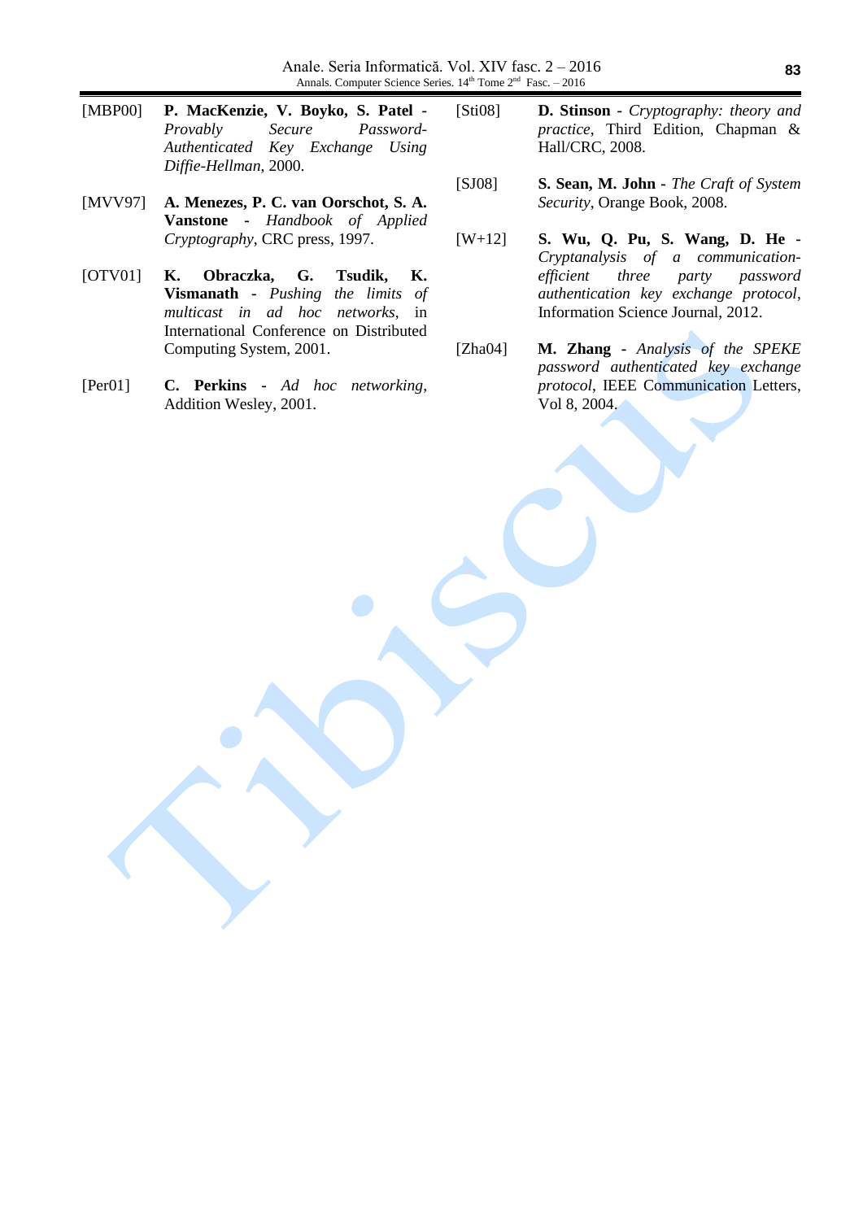[MBP00] **P. MacKenzie, V. Boyko, S. Patel** - *Provably Secure Password-Authenticated Key Exchange Using Diffie-Hellman*, 2000.

[MVV97] **A. Menezes, P. C. van Oorschot, S. A. Vanstone** - *Handbook of Applied Cryptography*, CRC press, 1997.

[OTV01] **K. Obraczka, G. Tsudik, K. Vismanath** - *Pushing the limits of multicast in ad hoc networks*, in International Conference on Distributed Computing System, 2001.

[Per01] **C. Perkins** - *Ad hoc networking*, Addition Wesley, 2001.

[Sti08] **D. Stinson** - *Cryptography: theory and practice*, Third Edition, Chapman & Hall/CRC, 2008.

[SJ08] **S. Sean, M. John** - *The Craft of System Security*, Orange Book, 2008.

[W+12] **S. Wu, Q. Pu, S. Wang, D. He** - *Cryptanalysis of a communication-efficient three party password authentication key exchange protocol*, Information Science Journal, 2012.

[Zha04] **M. Zhang** - *Analysis of the SPEKE password authenticated key exchange protocol*, IEEE Communication Letters, Vol 8, 2004.